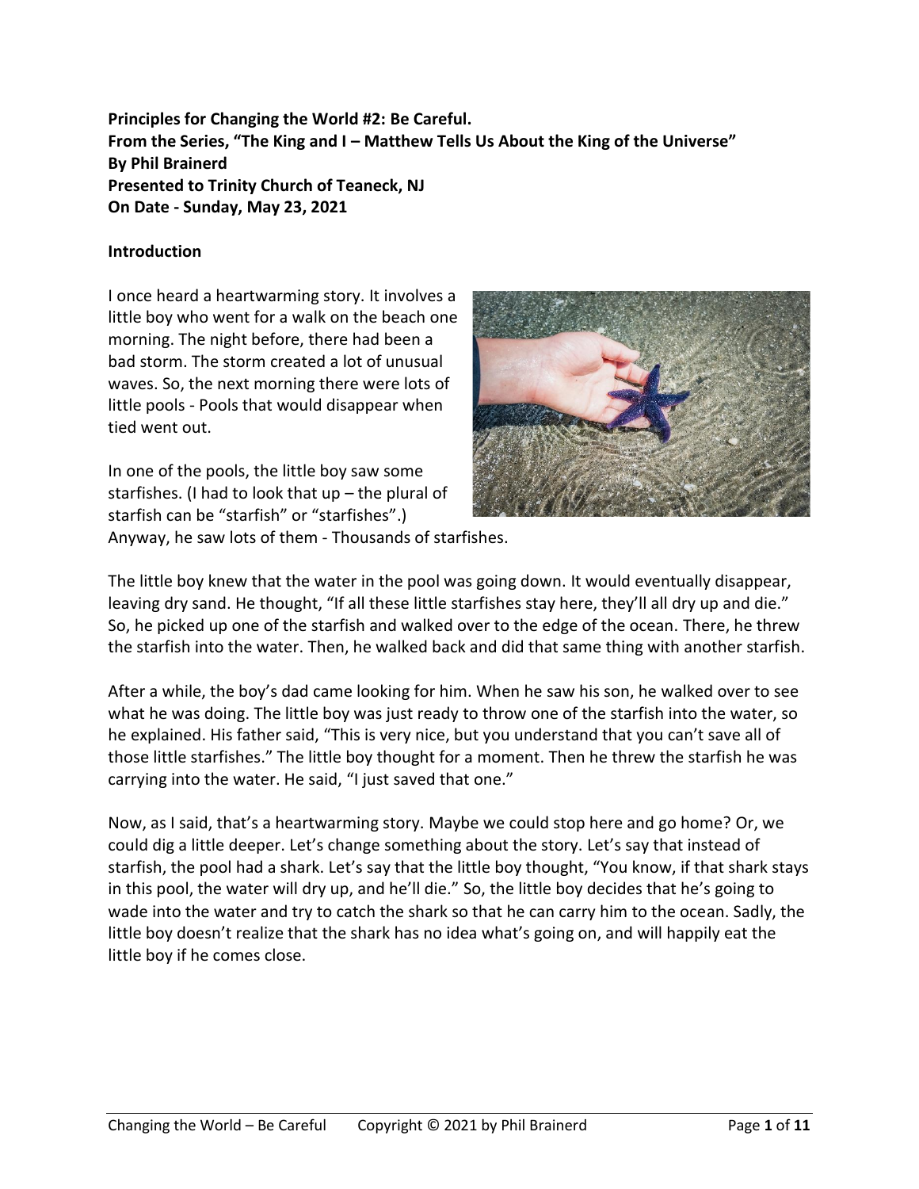**Principles for Changing the World #2: Be Careful.**
**From the Series, "The King and I – Matthew Tells Us About the King of the Universe"**
**By Phil Brainerd**
**Presented to Trinity Church of Teaneck, NJ**
**On Date - Sunday, May 23, 2021**

**Introduction**

I once heard a heartwarming story. It involves a little boy who went for a walk on the beach one morning. The night before, there had been a bad storm. The storm created a lot of unusual waves. So, the next morning there were lots of little pools - Pools that would disappear when tied went out.

In one of the pools, the little boy saw some starfishes. (I had to look that up – the plural of starfish can be "starfish" or "starfishes".) Anyway, he saw lots of them - Thousands of starfishes.

The little boy knew that the water in the pool was going down. It would eventually disappear, leaving dry sand. He thought, "If all these little starfishes stay here, they'll all dry up and die." So, he picked up one of the starfish and walked over to the edge of the ocean. There, he threw the starfish into the water. Then, he walked back and did that same thing with another starfish.

After a while, the boy's dad came looking for him. When he saw his son, he walked over to see what he was doing. The little boy was just ready to throw one of the starfish into the water, so he explained. His father said, "This is very nice, but you understand that you can't save all of those little starfishes." The little boy thought for a moment. Then he threw the starfish he was carrying into the water. He said, "I just saved that one."

Now, as I said, that's a heartwarming story. Maybe we could stop here and go home? Or, we could dig a little deeper. Let's change something about the story. Let's say that instead of starfish, the pool had a shark. Let's say that the little boy thought, "You know, if that shark stays in this pool, the water will dry up, and he'll die." So, the little boy decides that he's going to wade into the water and try to catch the shark so that he can carry him to the ocean. Sadly, the little boy doesn't realize that the shark has no idea what's going on, and will happily eat the little boy if he comes close.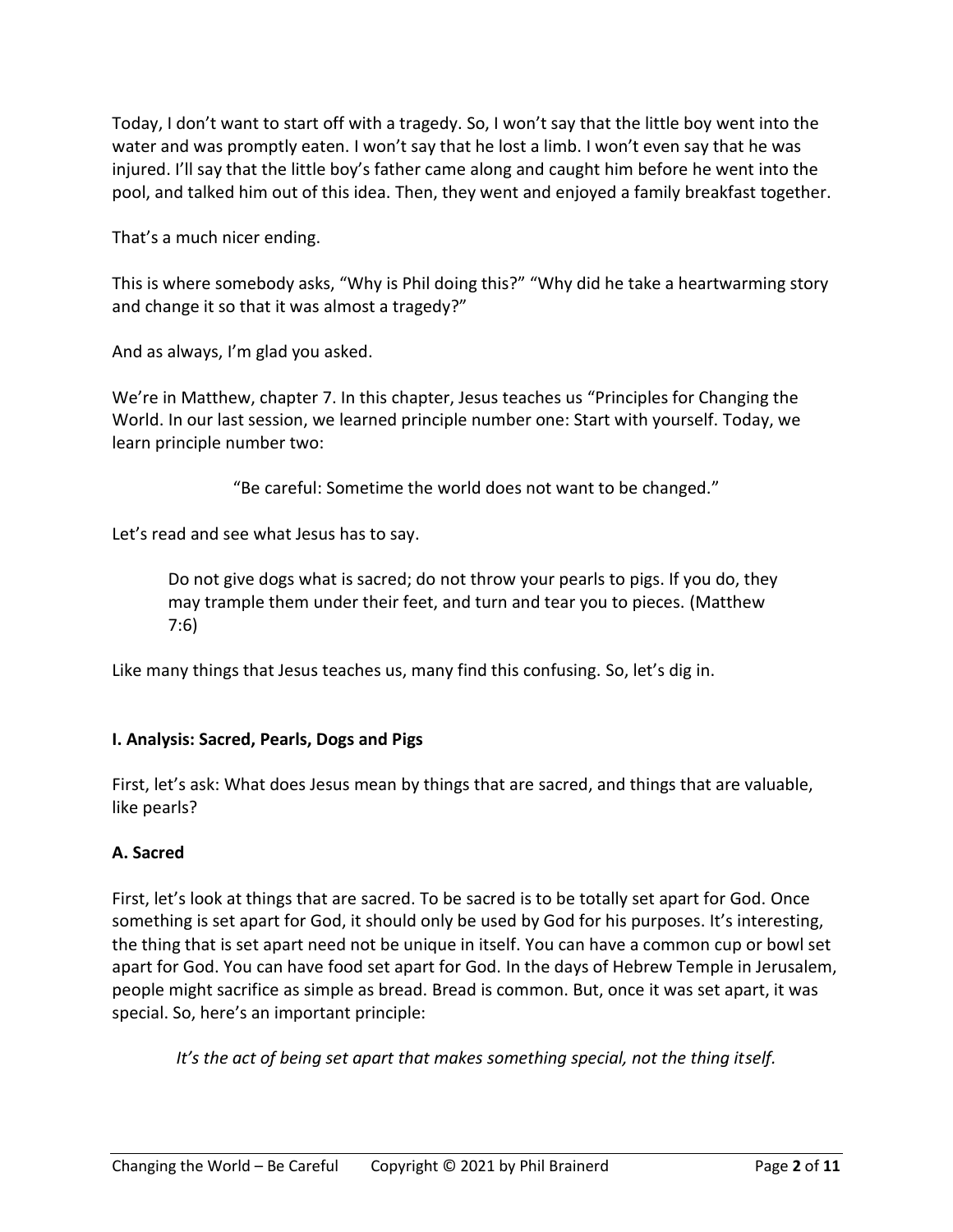Today, I don't want to start off with a tragedy. So, I won't say that the little boy went into the water and was promptly eaten. I won't say that he lost a limb. I won't even say that he was injured. I'll say that the little boy's father came along and caught him before he went into the pool, and talked him out of this idea. Then, they went and enjoyed a family breakfast together.

That's a much nicer ending.

This is where somebody asks, "Why is Phil doing this?" "Why did he take a heartwarming story and change it so that it was almost a tragedy?"

And as always, I'm glad you asked.

We're in Matthew, chapter 7. In this chapter, Jesus teaches us "Principles for Changing the World. In our last session, we learned principle number one: Start with yourself. Today, we learn principle number two:

"Be careful: Sometime the world does not want to be changed."

Let's read and see what Jesus has to say.

> Do not give dogs what is sacred; do not throw your pearls to pigs. If you do, they may trample them under their feet, and turn and tear you to pieces. (Matthew 7:6)

Like many things that Jesus teaches us, many find this confusing. So, let's dig in.

## I. Analysis: Sacred, Pearls, Dogs and Pigs

First, let's ask: What does Jesus mean by things that are sacred, and things that are valuable, like pearls?

### A. Sacred

First, let's look at things that are sacred. To be sacred is to be totally set apart for God. Once something is set apart for God, it should only be used by God for his purposes. It's interesting, the thing that is set apart need not be unique in itself. You can have a common cup or bowl set apart for God. You can have food set apart for God. In the days of Hebrew Temple in Jerusalem, people might sacrifice as simple as bread. Bread is common. But, once it was set apart, it was special. So, here's an important principle:

*It's the act of being set apart that makes something special, not the thing itself.*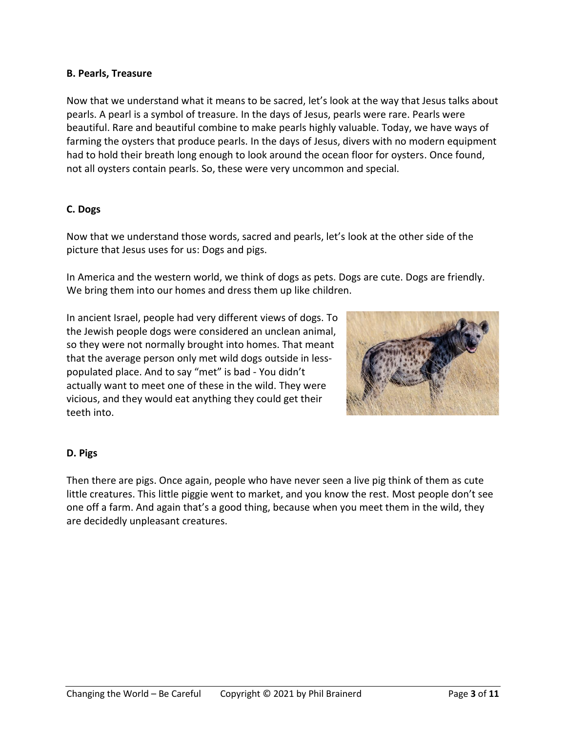**B. Pearls, Treasure**

Now that we understand what it means to be sacred, let's look at the way that Jesus talks about pearls. A pearl is a symbol of treasure. In the days of Jesus, pearls were rare. Pearls were beautiful. Rare and beautiful combine to make pearls highly valuable. Today, we have ways of farming the oysters that produce pearls. In the days of Jesus, divers with no modern equipment had to hold their breath long enough to look around the ocean floor for oysters. Once found, not all oysters contain pearls. So, these were very uncommon and special.

**C. Dogs**

Now that we understand those words, sacred and pearls, let's look at the other side of the picture that Jesus uses for us: Dogs and pigs.

In America and the western world, we think of dogs as pets. Dogs are cute. Dogs are friendly. We bring them into our homes and dress them up like children.

In ancient Israel, people had very different views of dogs. To the Jewish people dogs were considered an unclean animal, so they were not normally brought into homes. That meant that the average person only met wild dogs outside in less-populated place. And to say "met" is bad - You didn't actually want to meet one of these in the wild. They were vicious, and they would eat anything they could get their teeth into.

**D. Pigs**

Then there are pigs. Once again, people who have never seen a live pig think of them as cute little creatures. This little piggie went to market, and you know the rest. Most people don't see one off a farm. And again that's a good thing, because when you meet them in the wild, they are decidedly unpleasant creatures.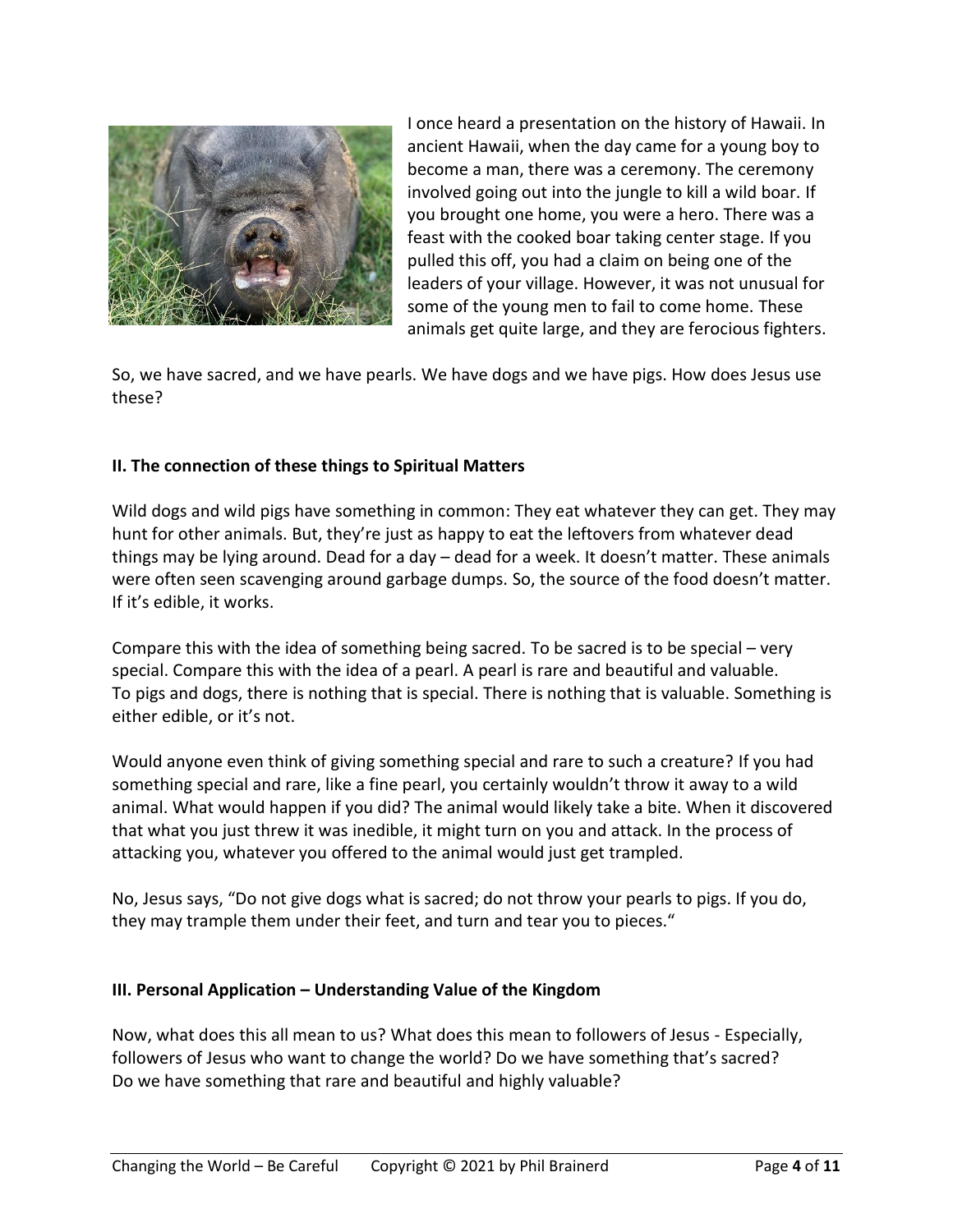I once heard a presentation on the history of Hawaii. In ancient Hawaii, when the day came for a young boy to become a man, there was a ceremony. The ceremony involved going out into the jungle to kill a wild boar. If you brought one home, you were a hero. There was a feast with the cooked boar taking center stage. If you pulled this off, you had a claim on being one of the leaders of your village. However, it was not unusual for some of the young men to fail to come home. These animals get quite large, and they are ferocious fighters.

So, we have sacred, and we have pearls. We have dogs and we have pigs. How does Jesus use these?

### II. The connection of these things to Spiritual Matters

Wild dogs and wild pigs have something in common: They eat whatever they can get. They may hunt for other animals. But, they're just as happy to eat the leftovers from whatever dead things may be lying around. Dead for a day – dead for a week. It doesn't matter. These animals were often seen scavenging around garbage dumps. So, the source of the food doesn't matter. If it's edible, it works.

Compare this with the idea of something being sacred. To be sacred is to be special – very special. Compare this with the idea of a pearl. A pearl is rare and beautiful and valuable.
To pigs and dogs, there is nothing that is special. There is nothing that is valuable. Something is either edible, or it's not.

Would anyone even think of giving something special and rare to such a creature? If you had something special and rare, like a fine pearl, you certainly wouldn't throw it away to a wild animal. What would happen if you did? The animal would likely take a bite. When it discovered that what you just threw it was inedible, it might turn on you and attack. In the process of attacking you, whatever you offered to the animal would just get trampled.

No, Jesus says, "Do not give dogs what is sacred; do not throw your pearls to pigs. If you do, they may trample them under their feet, and turn and tear you to pieces."

### III. Personal Application – Understanding Value of the Kingdom

Now, what does this all mean to us? What does this mean to followers of Jesus - Especially, followers of Jesus who want to change the world? Do we have something that's sacred?
Do we have something that rare and beautiful and highly valuable?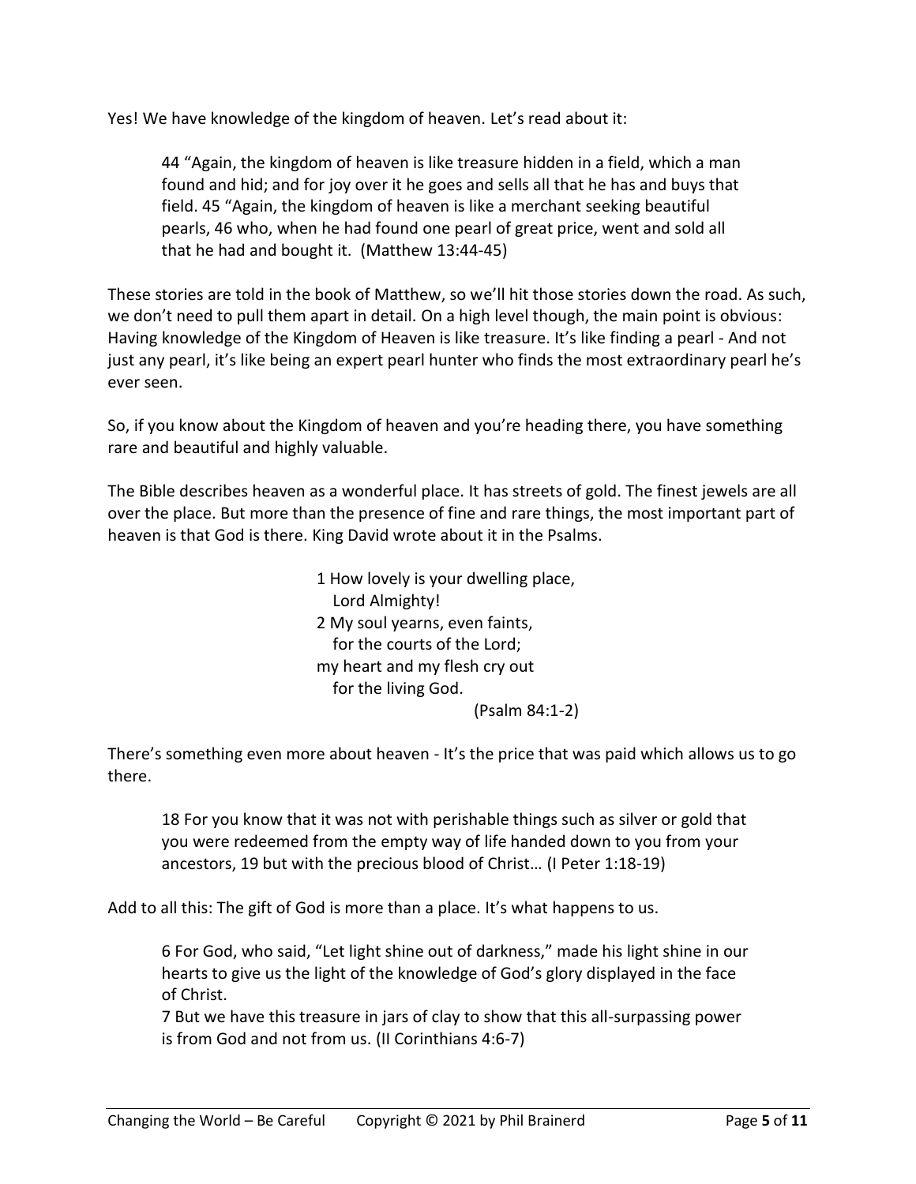Yes! We have knowledge of the kingdom of heaven. Let's read about it:

> 44 "Again, the kingdom of heaven is like treasure hidden in a field, which a man found and hid; and for joy over it he goes and sells all that he has and buys that field. 45 "Again, the kingdom of heaven is like a merchant seeking beautiful pearls, 46 who, when he had found one pearl of great price, went and sold all that he had and bought it. (Matthew 13:44-45)

These stories are told in the book of Matthew, so we'll hit those stories down the road. As such, we don't need to pull them apart in detail. On a high level though, the main point is obvious: Having knowledge of the Kingdom of Heaven is like treasure. It's like finding a pearl - And not just any pearl, it's like being an expert pearl hunter who finds the most extraordinary pearl he's ever seen.

So, if you know about the Kingdom of heaven and you're heading there, you have something rare and beautiful and highly valuable.

The Bible describes heaven as a wonderful place. It has streets of gold. The finest jewels are all over the place. But more than the presence of fine and rare things, the most important part of heaven is that God is there. King David wrote about it in the Psalms.

> 1 How lovely is your dwelling place,
> Lord Almighty!
> 2 My soul yearns, even faints,
> for the courts of the Lord;
> my heart and my flesh cry out
> for the living God.
> (Psalm 84:1-2)

There's something even more about heaven - It's the price that was paid which allows us to go there.

> 18 For you know that it was not with perishable things such as silver or gold that you were redeemed from the empty way of life handed down to you from your ancestors, 19 but with the precious blood of Christ… (I Peter 1:18-19)

Add to all this: The gift of God is more than a place. It's what happens to us.

> 6 For God, who said, "Let light shine out of darkness," made his light shine in our hearts to give us the light of the knowledge of God's glory displayed in the face of Christ.
> 7 But we have this treasure in jars of clay to show that this all-surpassing power is from God and not from us. (II Corinthians 4:6-7)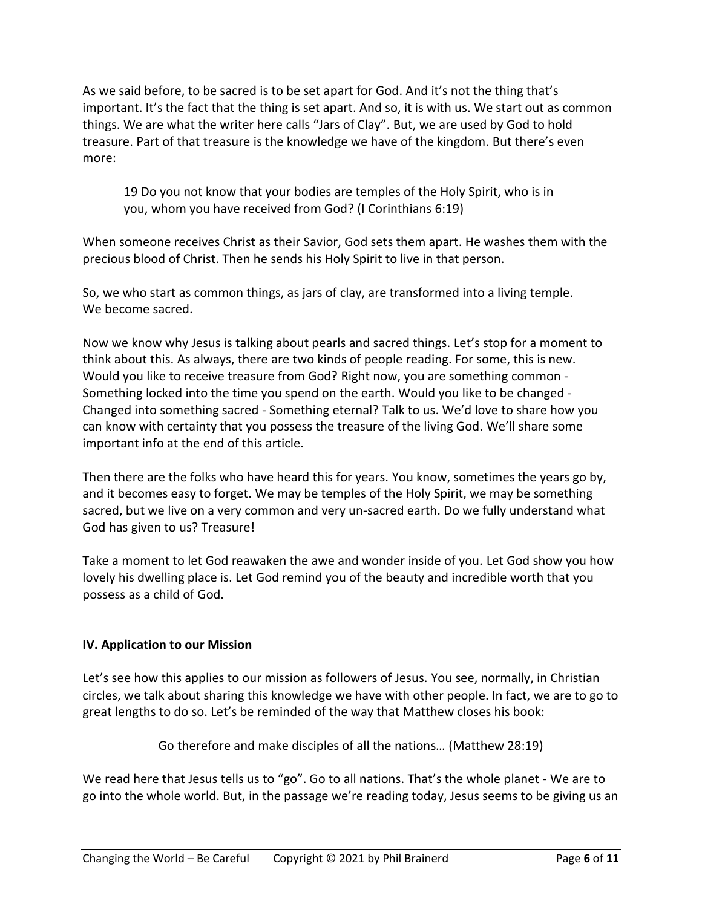As we said before, to be sacred is to be set apart for God. And it's not the thing that's important. It's the fact that the thing is set apart. And so, it is with us. We start out as common things. We are what the writer here calls "Jars of Clay". But, we are used by God to hold treasure. Part of that treasure is the knowledge we have of the kingdom. But there's even more:

> 19 Do you not know that your bodies are temples of the Holy Spirit, who is in you, whom you have received from God? (I Corinthians 6:19)

When someone receives Christ as their Savior, God sets them apart. He washes them with the precious blood of Christ. Then he sends his Holy Spirit to live in that person.

So, we who start as common things, as jars of clay, are transformed into a living temple. We become sacred.

Now we know why Jesus is talking about pearls and sacred things. Let's stop for a moment to think about this. As always, there are two kinds of people reading. For some, this is new. Would you like to receive treasure from God? Right now, you are something common - Something locked into the time you spend on the earth. Would you like to be changed - Changed into something sacred - Something eternal? Talk to us. We'd love to share how you can know with certainty that you possess the treasure of the living God. We'll share some important info at the end of this article.

Then there are the folks who have heard this for years. You know, sometimes the years go by, and it becomes easy to forget. We may be temples of the Holy Spirit, we may be something sacred, but we live on a very common and very un-sacred earth. Do we fully understand what God has given to us? Treasure!

Take a moment to let God reawaken the awe and wonder inside of you. Let God show you how lovely his dwelling place is. Let God remind you of the beauty and incredible worth that you possess as a child of God.

## IV. Application to our Mission

Let's see how this applies to our mission as followers of Jesus. You see, normally, in Christian circles, we talk about sharing this knowledge we have with other people. In fact, we are to go to great lengths to do so. Let's be reminded of the way that Matthew closes his book:

> Go therefore and make disciples of all the nations… (Matthew 28:19)

We read here that Jesus tells us to "go". Go to all nations. That's the whole planet - We are to go into the whole world. But, in the passage we're reading today, Jesus seems to be giving us an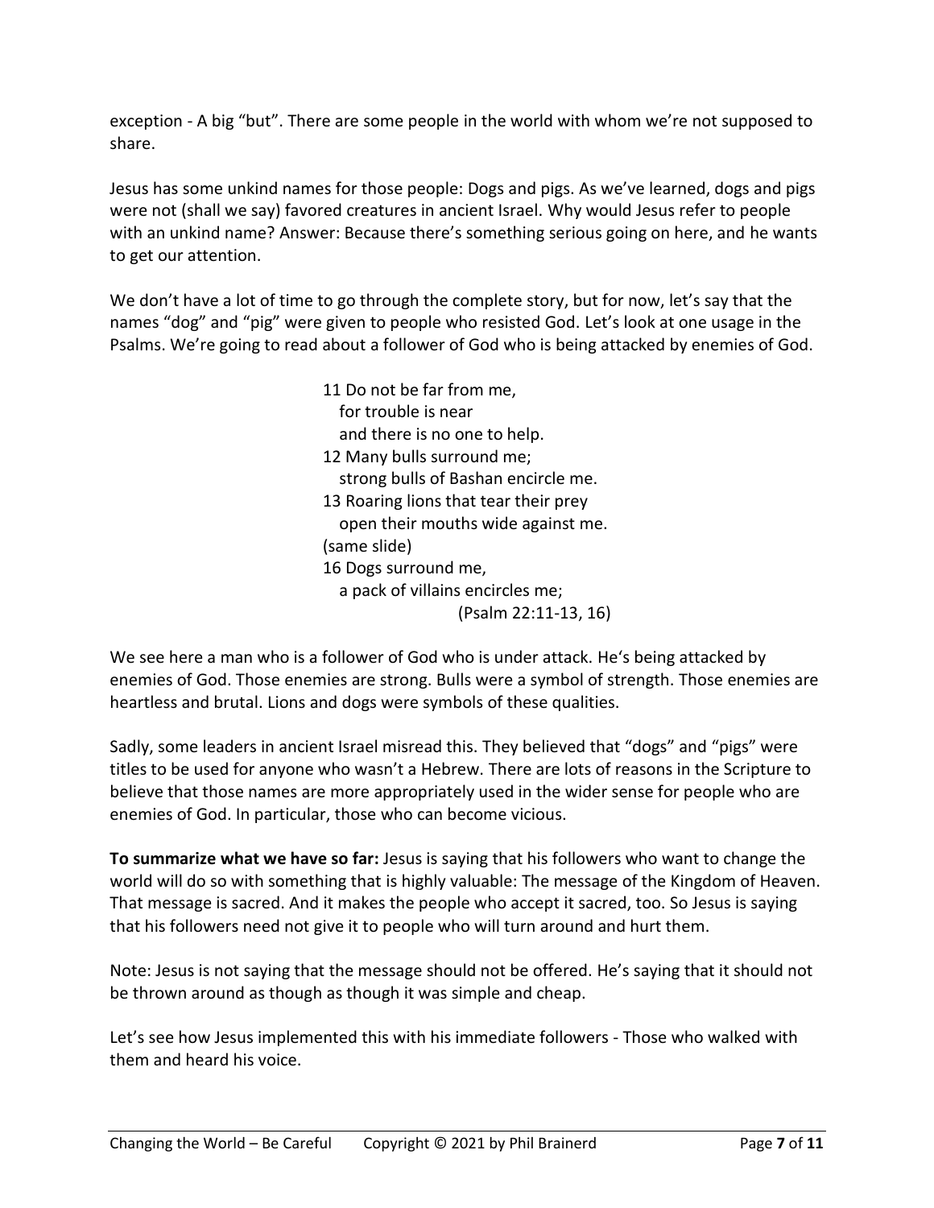exception - A big "but". There are some people in the world with whom we're not supposed to share.

Jesus has some unkind names for those people: Dogs and pigs. As we've learned, dogs and pigs were not (shall we say) favored creatures in ancient Israel. Why would Jesus refer to people with an unkind name? Answer: Because there's something serious going on here, and he wants to get our attention.

We don't have a lot of time to go through the complete story, but for now, let's say that the names "dog" and "pig" were given to people who resisted God. Let's look at one usage in the Psalms. We're going to read about a follower of God who is being attacked by enemies of God.

> 11 Do not be far from me,
>    for trouble is near
>    and there is no one to help.
> 12 Many bulls surround me;
>    strong bulls of Bashan encircle me.
> 13 Roaring lions that tear their prey
>    open their mouths wide against me.
> (same slide)
> 16 Dogs surround me,
>    a pack of villains encircles me;
>                (Psalm 22:11-13, 16)

We see here a man who is a follower of God who is under attack. He's being attacked by enemies of God. Those enemies are strong. Bulls were a symbol of strength. Those enemies are heartless and brutal. Lions and dogs were symbols of these qualities.

Sadly, some leaders in ancient Israel misread this. They believed that "dogs" and "pigs" were titles to be used for anyone who wasn't a Hebrew. There are lots of reasons in the Scripture to believe that those names are more appropriately used in the wider sense for people who are enemies of God. In particular, those who can become vicious.

**To summarize what we have so far:** Jesus is saying that his followers who want to change the world will do so with something that is highly valuable: The message of the Kingdom of Heaven. That message is sacred. And it makes the people who accept it sacred, too. So Jesus is saying that his followers need not give it to people who will turn around and hurt them.

Note: Jesus is not saying that the message should not be offered. He's saying that it should not be thrown around as though as though it was simple and cheap.

Let's see how Jesus implemented this with his immediate followers - Those who walked with them and heard his voice.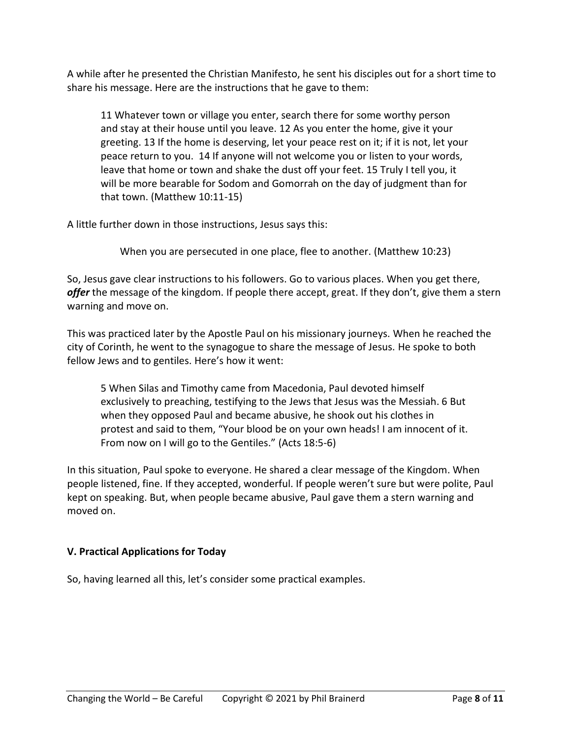A while after he presented the Christian Manifesto, he sent his disciples out for a short time to share his message. Here are the instructions that he gave to them:

> 11 Whatever town or village you enter, search there for some worthy person and stay at their house until you leave. 12 As you enter the home, give it your greeting. 13 If the home is deserving, let your peace rest on it; if it is not, let your peace return to you. 14 If anyone will not welcome you or listen to your words, leave that home or town and shake the dust off your feet. 15 Truly I tell you, it will be more bearable for Sodom and Gomorrah on the day of judgment than for that town. (Matthew 10:11-15)

A little further down in those instructions, Jesus says this:

> When you are persecuted in one place, flee to another. (Matthew 10:23)

So, Jesus gave clear instructions to his followers. Go to various places. When you get there, ***offer*** the message of the kingdom. If people there accept, great. If they don't, give them a stern warning and move on.

This was practiced later by the Apostle Paul on his missionary journeys. When he reached the city of Corinth, he went to the synagogue to share the message of Jesus. He spoke to both fellow Jews and to gentiles. Here's how it went:

> 5 When Silas and Timothy came from Macedonia, Paul devoted himself exclusively to preaching, testifying to the Jews that Jesus was the Messiah. 6 But when they opposed Paul and became abusive, he shook out his clothes in protest and said to them, "Your blood be on your own heads! I am innocent of it. From now on I will go to the Gentiles." (Acts 18:5-6)

In this situation, Paul spoke to everyone. He shared a clear message of the Kingdom. When people listened, fine. If they accepted, wonderful. If people weren't sure but were polite, Paul kept on speaking. But, when people became abusive, Paul gave them a stern warning and moved on.

### V. Practical Applications for Today

So, having learned all this, let's consider some practical examples.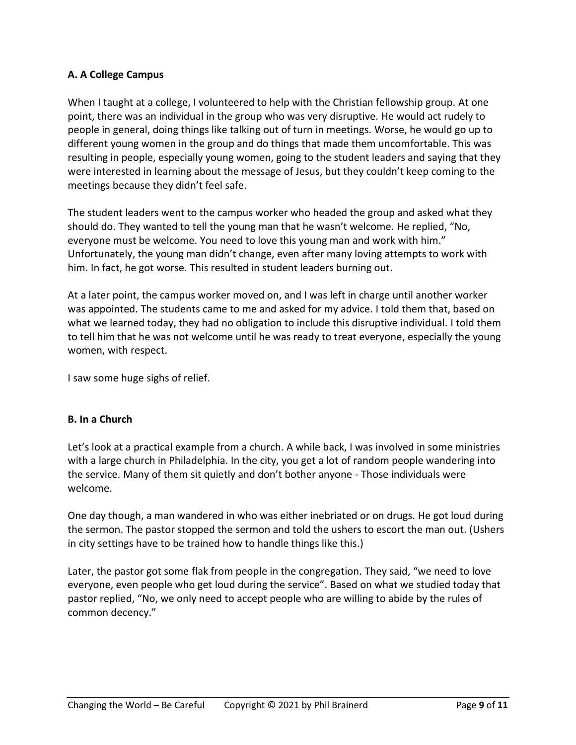### A. A College Campus

When I taught at a college, I volunteered to help with the Christian fellowship group. At one point, there was an individual in the group who was very disruptive. He would act rudely to people in general, doing things like talking out of turn in meetings. Worse, he would go up to different young women in the group and do things that made them uncomfortable. This was resulting in people, especially young women, going to the student leaders and saying that they were interested in learning about the message of Jesus, but they couldn't keep coming to the meetings because they didn't feel safe.

The student leaders went to the campus worker who headed the group and asked what they should do. They wanted to tell the young man that he wasn't welcome. He replied, "No, everyone must be welcome. You need to love this young man and work with him." Unfortunately, the young man didn't change, even after many loving attempts to work with him. In fact, he got worse. This resulted in student leaders burning out.

At a later point, the campus worker moved on, and I was left in charge until another worker was appointed. The students came to me and asked for my advice. I told them that, based on what we learned today, they had no obligation to include this disruptive individual. I told them to tell him that he was not welcome until he was ready to treat everyone, especially the young women, with respect.

I saw some huge sighs of relief.

### B. In a Church

Let's look at a practical example from a church. A while back, I was involved in some ministries with a large church in Philadelphia. In the city, you get a lot of random people wandering into the service. Many of them sit quietly and don't bother anyone - Those individuals were welcome.

One day though, a man wandered in who was either inebriated or on drugs. He got loud during the sermon. The pastor stopped the sermon and told the ushers to escort the man out. (Ushers in city settings have to be trained how to handle things like this.)

Later, the pastor got some flak from people in the congregation. They said, "we need to love everyone, even people who get loud during the service". Based on what we studied today that pastor replied, "No, we only need to accept people who are willing to abide by the rules of common decency."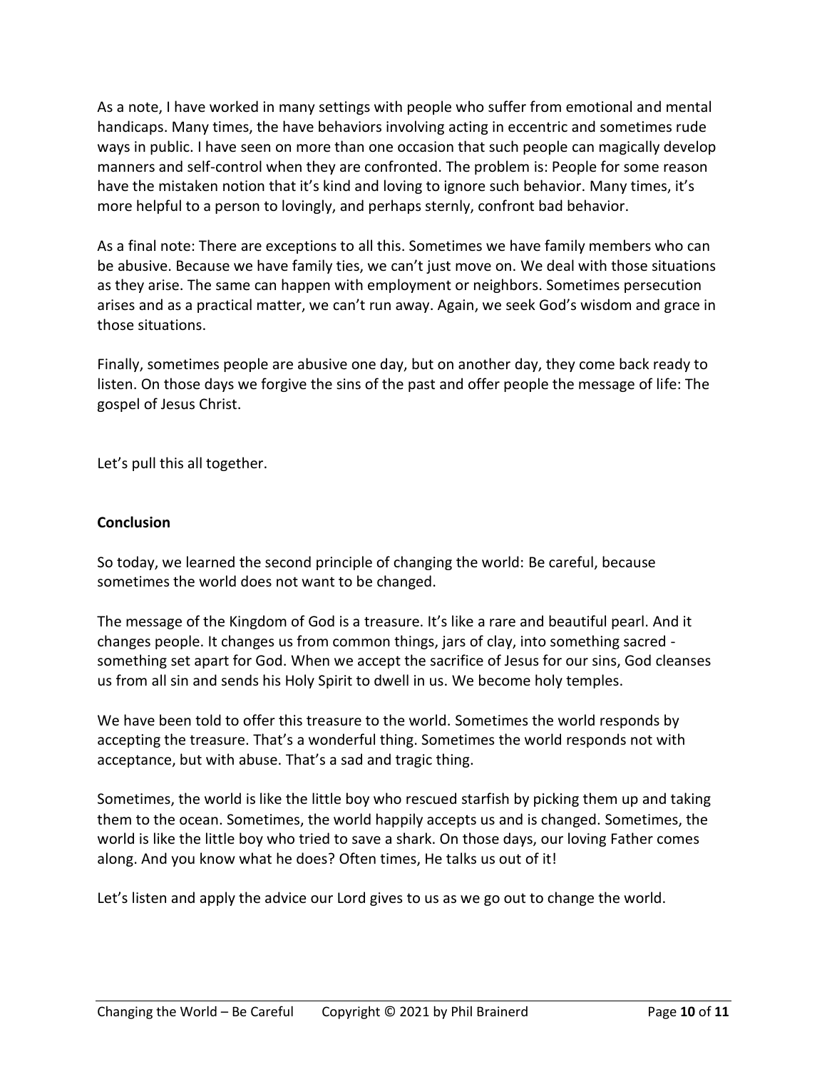As a note, I have worked in many settings with people who suffer from emotional and mental handicaps. Many times, the have behaviors involving acting in eccentric and sometimes rude ways in public. I have seen on more than one occasion that such people can magically develop manners and self-control when they are confronted. The problem is: People for some reason have the mistaken notion that it's kind and loving to ignore such behavior. Many times, it's more helpful to a person to lovingly, and perhaps sternly, confront bad behavior.

As a final note: There are exceptions to all this. Sometimes we have family members who can be abusive. Because we have family ties, we can't just move on. We deal with those situations as they arise. The same can happen with employment or neighbors. Sometimes persecution arises and as a practical matter, we can't run away. Again, we seek God's wisdom and grace in those situations.

Finally, sometimes people are abusive one day, but on another day, they come back ready to listen. On those days we forgive the sins of the past and offer people the message of life: The gospel of Jesus Christ.

Let's pull this all together.

**Conclusion**

So today, we learned the second principle of changing the world: Be careful, because sometimes the world does not want to be changed.

The message of the Kingdom of God is a treasure. It's like a rare and beautiful pearl. And it changes people. It changes us from common things, jars of clay, into something sacred - something set apart for God. When we accept the sacrifice of Jesus for our sins, God cleanses us from all sin and sends his Holy Spirit to dwell in us. We become holy temples.

We have been told to offer this treasure to the world. Sometimes the world responds by accepting the treasure. That's a wonderful thing. Sometimes the world responds not with acceptance, but with abuse. That's a sad and tragic thing.

Sometimes, the world is like the little boy who rescued starfish by picking them up and taking them to the ocean. Sometimes, the world happily accepts us and is changed. Sometimes, the world is like the little boy who tried to save a shark. On those days, our loving Father comes along. And you know what he does? Often times, He talks us out of it!

Let's listen and apply the advice our Lord gives to us as we go out to change the world.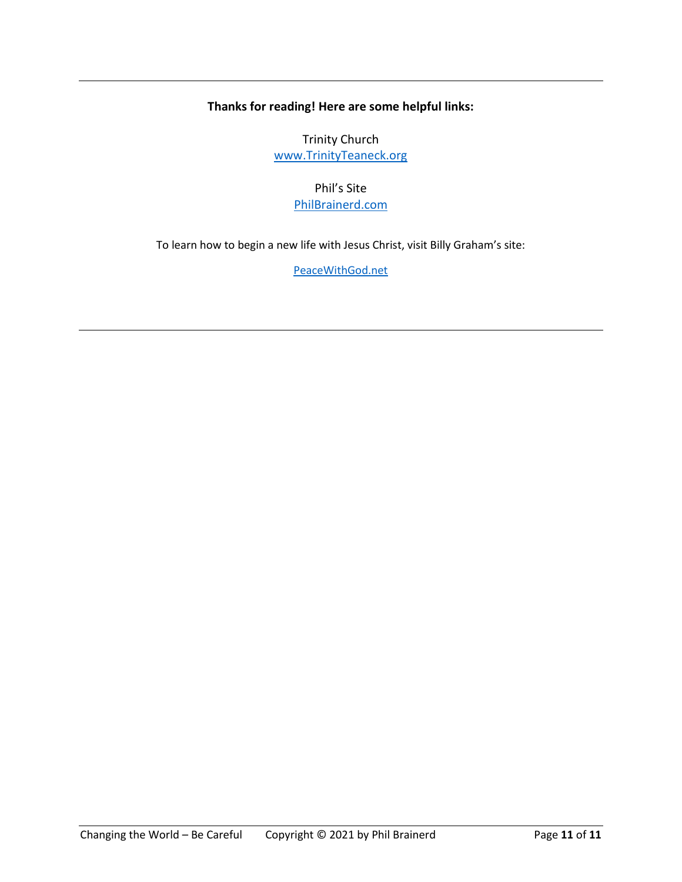---

**Thanks for reading! Here are some helpful links:**

Trinity Church
[www.TrinityTeaneck.org](http://www.TrinityTeaneck.org)

Phil's Site
[PhilBrainerd.com](http://PhilBrainerd.com)

To learn how to begin a new life with Jesus Christ, visit Billy Graham's site:

[PeaceWithGod.net](http://PeaceWithGod.net)

---